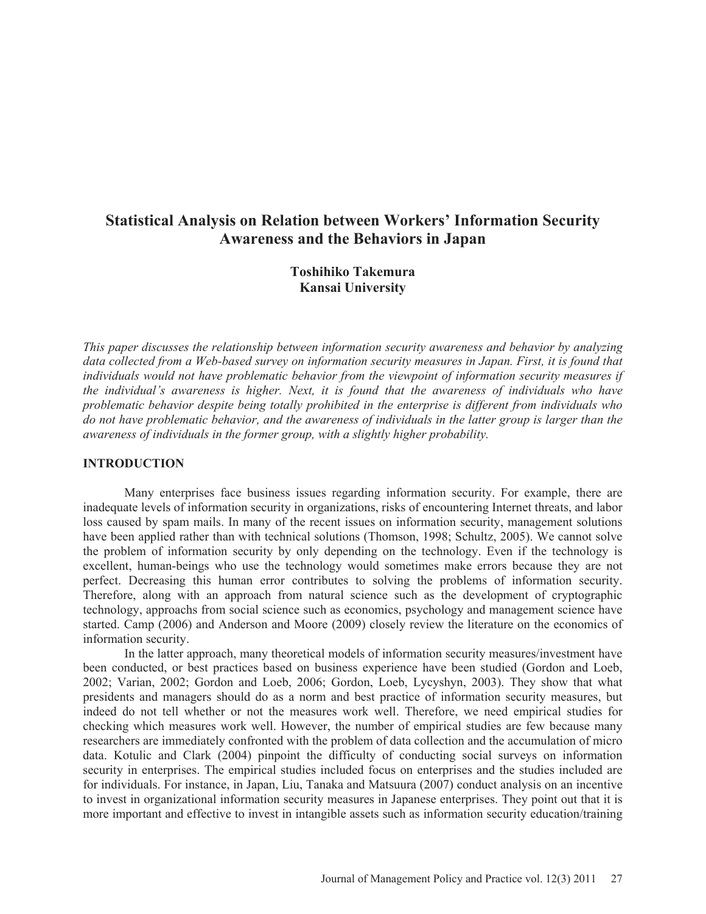# Statistical Analysis on Relation between Workers' Information Security Awareness and the Behaviors in Japan

**Toshihiko Takemura**
**Kansai University**

*This paper discusses the relationship between information security awareness and behavior by analyzing data collected from a Web-based survey on information security measures in Japan. First, it is found that individuals would not have problematic behavior from the viewpoint of information security measures if the individual's awareness is higher. Next, it is found that the awareness of individuals who have problematic behavior despite being totally prohibited in the enterprise is different from individuals who do not have problematic behavior, and the awareness of individuals in the latter group is larger than the awareness of individuals in the former group, with a slightly higher probability.*

## INTRODUCTION

Many enterprises face business issues regarding information security. For example, there are inadequate levels of information security in organizations, risks of encountering Internet threats, and labor loss caused by spam mails. In many of the recent issues on information security, management solutions have been applied rather than with technical solutions (Thomson, 1998; Schultz, 2005). We cannot solve the problem of information security by only depending on the technology. Even if the technology is excellent, human-beings who use the technology would sometimes make errors because they are not perfect. Decreasing this human error contributes to solving the problems of information security. Therefore, along with an approach from natural science such as the development of cryptographic technology, approachs from social science such as economics, psychology and management science have started. Camp (2006) and Anderson and Moore (2009) closely review the literature on the economics of information security.

In the latter approach, many theoretical models of information security measures/investment have been conducted, or best practices based on business experience have been studied (Gordon and Loeb, 2002; Varian, 2002; Gordon and Loeb, 2006; Gordon, Loeb, Lycyshyn, 2003). They show that what presidents and managers should do as a norm and best practice of information security measures, but indeed do not tell whether or not the measures work well. Therefore, we need empirical studies for checking which measures work well. However, the number of empirical studies are few because many researchers are immediately confronted with the problem of data collection and the accumulation of micro data. Kotulic and Clark (2004) pinpoint the difficulty of conducting social surveys on information security in enterprises. The empirical studies included focus on enterprises and the studies included are for individuals. For instance, in Japan, Liu, Tanaka and Matsuura (2007) conduct analysis on an incentive to invest in organizational information security measures in Japanese enterprises. They point out that it is more important and effective to invest in intangible assets such as information security education/training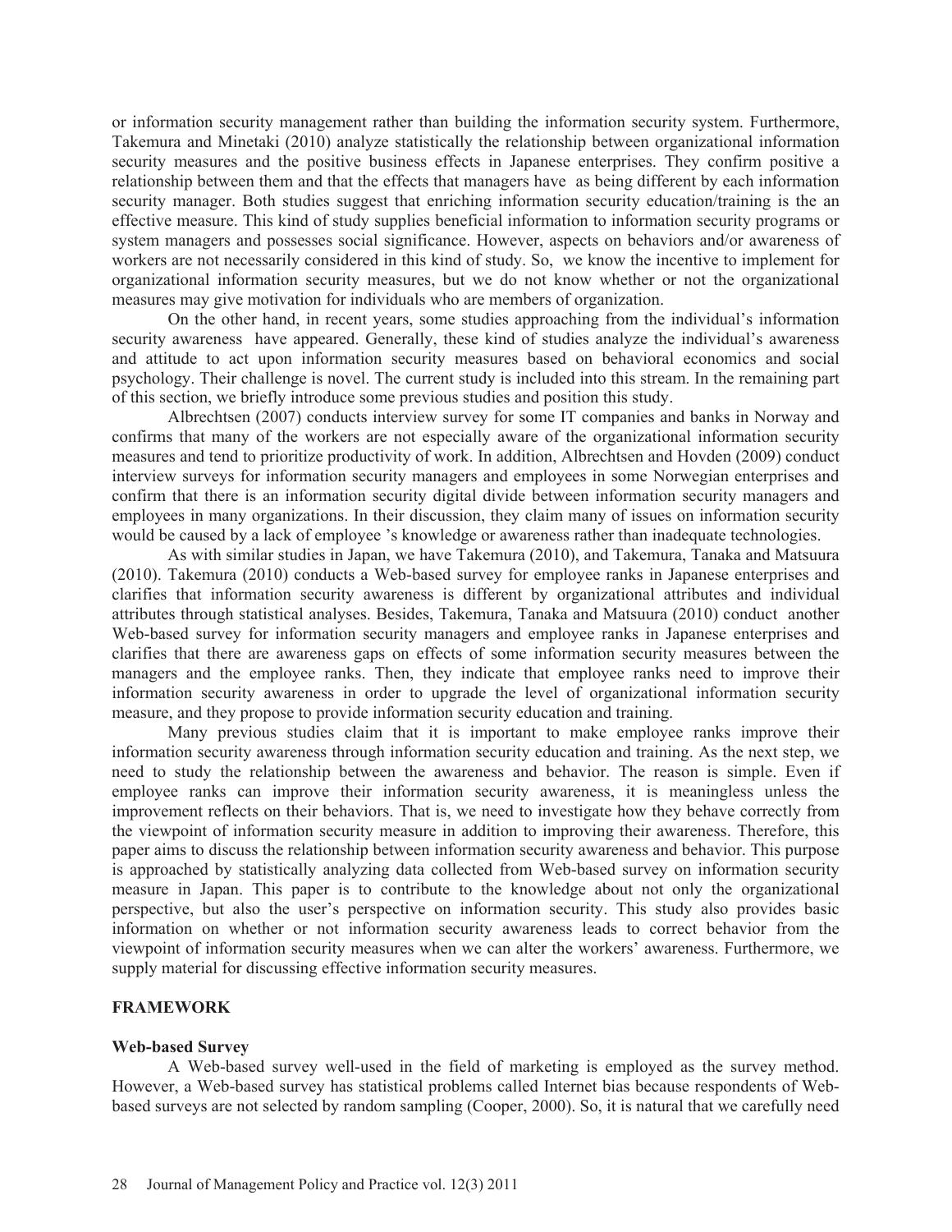or information security management rather than building the information security system. Furthermore, Takemura and Minetaki (2010) analyze statistically the relationship between organizational information security measures and the positive business effects in Japanese enterprises. They confirm positive a relationship between them and that the effects that managers have as being different by each information security manager. Both studies suggest that enriching information security education/training is the an effective measure. This kind of study supplies beneficial information to information security programs or system managers and possesses social significance. However, aspects on behaviors and/or awareness of workers are not necessarily considered in this kind of study. So, we know the incentive to implement for organizational information security measures, but we do not know whether or not the organizational measures may give motivation for individuals who are members of organization.

On the other hand, in recent years, some studies approaching from the individual's information security awareness have appeared. Generally, these kind of studies analyze the individual's awareness and attitude to act upon information security measures based on behavioral economics and social psychology. Their challenge is novel. The current study is included into this stream. In the remaining part of this section, we briefly introduce some previous studies and position this study.

Albrechtsen (2007) conducts interview survey for some IT companies and banks in Norway and confirms that many of the workers are not especially aware of the organizational information security measures and tend to prioritize productivity of work. In addition, Albrechtsen and Hovden (2009) conduct interview surveys for information security managers and employees in some Norwegian enterprises and confirm that there is an information security digital divide between information security managers and employees in many organizations. In their discussion, they claim many of issues on information security would be caused by a lack of employee 's knowledge or awareness rather than inadequate technologies.

As with similar studies in Japan, we have Takemura (2010), and Takemura, Tanaka and Matsuura (2010). Takemura (2010) conducts a Web-based survey for employee ranks in Japanese enterprises and clarifies that information security awareness is different by organizational attributes and individual attributes through statistical analyses. Besides, Takemura, Tanaka and Matsuura (2010) conduct another Web-based survey for information security managers and employee ranks in Japanese enterprises and clarifies that there are awareness gaps on effects of some information security measures between the managers and the employee ranks. Then, they indicate that employee ranks need to improve their information security awareness in order to upgrade the level of organizational information security measure, and they propose to provide information security education and training.

Many previous studies claim that it is important to make employee ranks improve their information security awareness through information security education and training. As the next step, we need to study the relationship between the awareness and behavior. The reason is simple. Even if employee ranks can improve their information security awareness, it is meaningless unless the improvement reflects on their behaviors. That is, we need to investigate how they behave correctly from the viewpoint of information security measure in addition to improving their awareness. Therefore, this paper aims to discuss the relationship between information security awareness and behavior. This purpose is approached by statistically analyzing data collected from Web-based survey on information security measure in Japan. This paper is to contribute to the knowledge about not only the organizational perspective, but also the user's perspective on information security. This study also provides basic information on whether or not information security awareness leads to correct behavior from the viewpoint of information security measures when we can alter the workers' awareness. Furthermore, we supply material for discussing effective information security measures.

## FRAMEWORK

### Web-based Survey

A Web-based survey well-used in the field of marketing is employed as the survey method. However, a Web-based survey has statistical problems called Internet bias because respondents of Web-based surveys are not selected by random sampling (Cooper, 2000). So, it is natural that we carefully need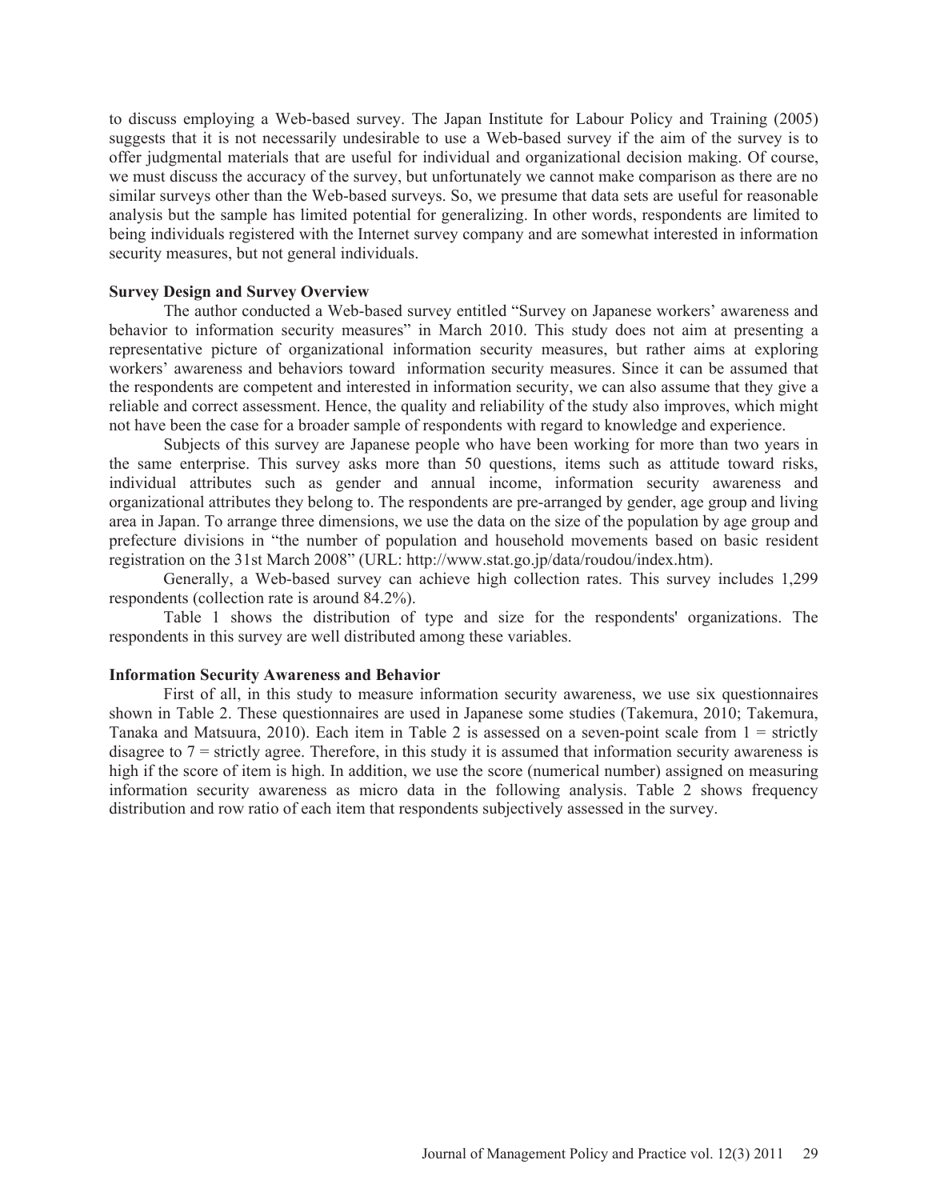to discuss employing a Web-based survey. The Japan Institute for Labour Policy and Training (2005) suggests that it is not necessarily undesirable to use a Web-based survey if the aim of the survey is to offer judgmental materials that are useful for individual and organizational decision making. Of course, we must discuss the accuracy of the survey, but unfortunately we cannot make comparison as there are no similar surveys other than the Web-based surveys. So, we presume that data sets are useful for reasonable analysis but the sample has limited potential for generalizing. In other words, respondents are limited to being individuals registered with the Internet survey company and are somewhat interested in information security measures, but not general individuals.

**Survey Design and Survey Overview**

The author conducted a Web-based survey entitled "Survey on Japanese workers' awareness and behavior to information security measures" in March 2010. This study does not aim at presenting a representative picture of organizational information security measures, but rather aims at exploring workers' awareness and behaviors toward information security measures. Since it can be assumed that the respondents are competent and interested in information security, we can also assume that they give a reliable and correct assessment. Hence, the quality and reliability of the study also improves, which might not have been the case for a broader sample of respondents with regard to knowledge and experience.

Subjects of this survey are Japanese people who have been working for more than two years in the same enterprise. This survey asks more than 50 questions, items such as attitude toward risks, individual attributes such as gender and annual income, information security awareness and organizational attributes they belong to. The respondents are pre-arranged by gender, age group and living area in Japan. To arrange three dimensions, we use the data on the size of the population by age group and prefecture divisions in "the number of population and household movements based on basic resident registration on the 31st March 2008" (URL: http://www.stat.go.jp/data/roudou/index.htm).

Generally, a Web-based survey can achieve high collection rates. This survey includes 1,299 respondents (collection rate is around 84.2%).

Table 1 shows the distribution of type and size for the respondents' organizations. The respondents in this survey are well distributed among these variables.

**Information Security Awareness and Behavior**

First of all, in this study to measure information security awareness, we use six questionnaires shown in Table 2. These questionnaires are used in Japanese some studies (Takemura, 2010; Takemura, Tanaka and Matsuura, 2010). Each item in Table 2 is assessed on a seven-point scale from 1 = strictly disagree to 7 = strictly agree. Therefore, in this study it is assumed that information security awareness is high if the score of item is high. In addition, we use the score (numerical number) assigned on measuring information security awareness as micro data in the following analysis. Table 2 shows frequency distribution and row ratio of each item that respondents subjectively assessed in the survey.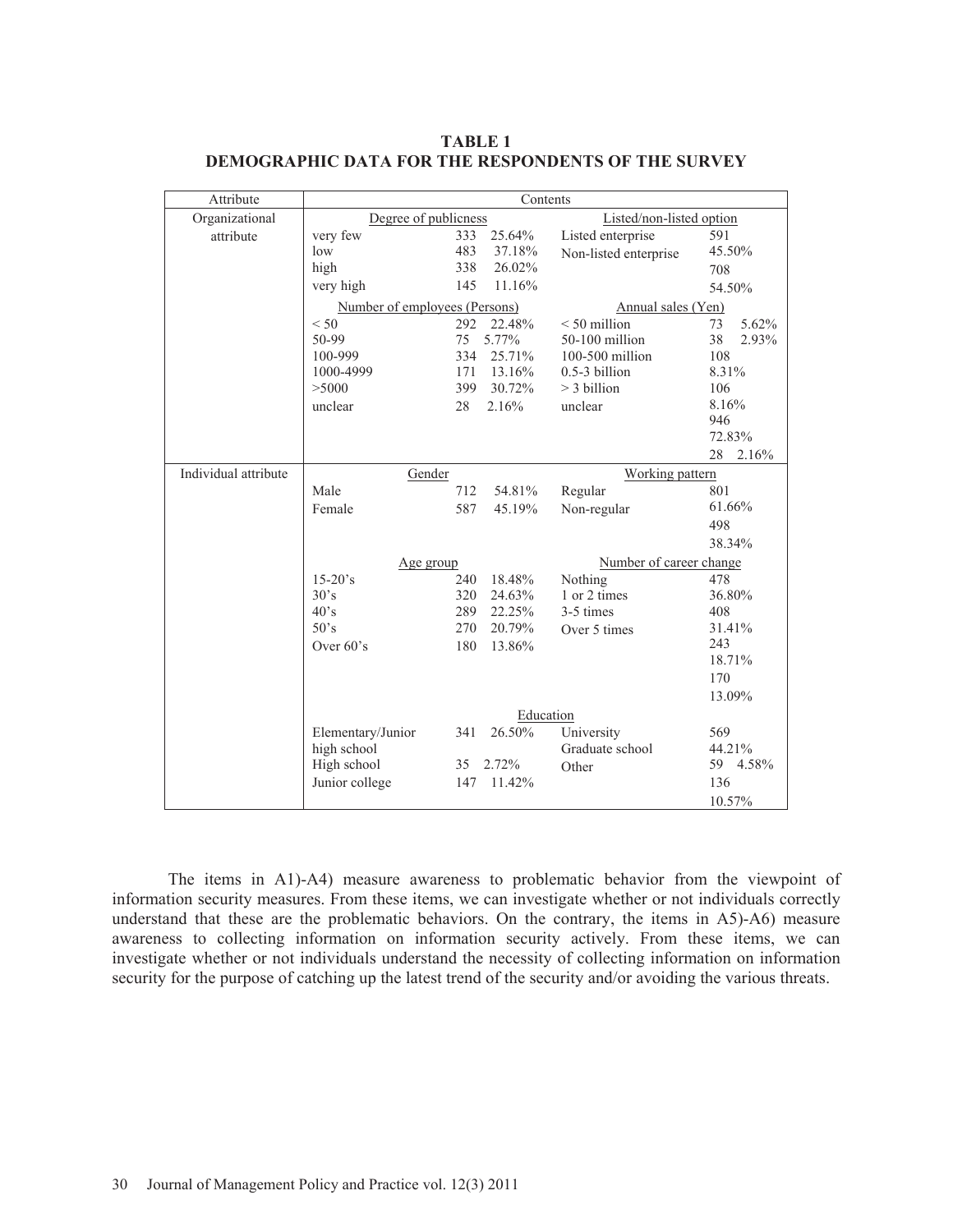**TABLE 1**
**DEMOGRAPHIC DATA FOR THE RESPONDENTS OF THE SURVEY**

| Attribute | Contents | | | | | |
|---|---|---|---|---|---|---|
| Organizational attribute | Degree of publicness | | | Listed/non-listed option | | |
| | very few | 333 | 25.64% | Listed enterprise | 591 | 45.50% |
| | low | 483 | 37.18% | Non-listed enterprise | 708 | 54.50% |
| | high | 338 | 26.02% | | | |
| | very high | 145 | 11.16% | | | |
| | Number of employees (Persons) | | | Annual sales (Yen) | | |
| | < 50 | 292 | 22.48% | < 50 million | 73 | 5.62% |
| | 50-99 | 75 | 5.77% | 50-100 million | 38 | 2.93% |
| | 100-999 | 334 | 25.71% | 100-500 million | 108 | 8.31% |
| | 1000-4999 | 171 | 13.16% | 0.5-3 billion | 106 | 8.16% |
| | >5000 | 399 | 30.72% | > 3 billion | 946 | 72.83% |
| | unclear | 28 | 2.16% | unclear | 28 | 2.16% |
| Individual attribute | Gender | | | Working pattern | | |
| | Male | 712 | 54.81% | Regular | 801 | 61.66% |
| | Female | 587 | 45.19% | Non-regular | 498 | 38.34% |
| | Age group | | | Number of career change | | |
| | 15-20's | 240 | 18.48% | Nothing | 478 | 36.80% |
| | 30's | 320 | 24.63% | 1 or 2 times | 408 | 31.41% |
| | 40's | 289 | 22.25% | 3-5 times | 243 | 18.71% |
| | 50's | 270 | 20.79% | Over 5 times | 170 | 13.09% |
| | Over 60's | 180 | 13.86% | | | |
| | Education | | | | | |
| | Elementary/Junior high school | 341 | 26.50% | University | 569 | 44.21% |
| | High school | 35 | 2.72% | Graduate school | 59 | 4.58% |
| | Junior college | 147 | 11.42% | Other | 136 | 10.57% |

The items in A1)-A4) measure awareness to problematic behavior from the viewpoint of information security measures. From these items, we can investigate whether or not individuals correctly understand that these are the problematic behaviors. On the contrary, the items in A5)-A6) measure awareness to collecting information on information security actively. From these items, we can investigate whether or not individuals understand the necessity of collecting information on information security for the purpose of catching up the latest trend of the security and/or avoiding the various threats.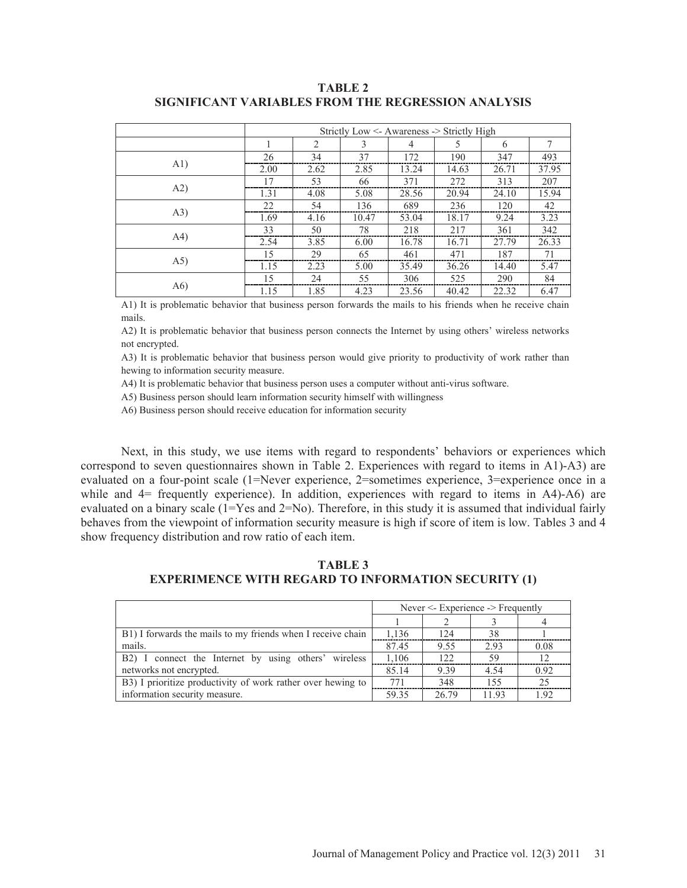**TABLE 2**
**SIGNIFICANT VARIABLES FROM THE REGRESSION ANALYSIS**

| | Strictly Low <- Awareness -> Strictly High | | | | | | |
|---|---|---|---|---|---|---|---|
| | 1 | 2 | 3 | 4 | 5 | 6 | 7 |
| A1) | 26 | 34 | 37 | 172 | 190 | 347 | 493 |
| | 2.00 | 2.62 | 2.85 | 13.24 | 14.63 | 26.71 | 37.95 |
| A2) | 17 | 53 | 66 | 371 | 272 | 313 | 207 |
| | 1.31 | 4.08 | 5.08 | 28.56 | 20.94 | 24.10 | 15.94 |
| A3) | 22 | 54 | 136 | 689 | 236 | 120 | 42 |
| | 1.69 | 4.16 | 10.47 | 53.04 | 18.17 | 9.24 | 3.23 |
| A4) | 33 | 50 | 78 | 218 | 217 | 361 | 342 |
| | 2.54 | 3.85 | 6.00 | 16.78 | 16.71 | 27.79 | 26.33 |
| A5) | 15 | 29 | 65 | 461 | 471 | 187 | 71 |
| | 1.15 | 2.23 | 5.00 | 35.49 | 36.26 | 14.40 | 5.47 |
| A6) | 15 | 24 | 55 | 306 | 525 | 290 | 84 |
| | 1.15 | 1.85 | 4.23 | 23.56 | 40.42 | 22.32 | 6.47 |

A1) It is problematic behavior that business person forwards the mails to his friends when he receive chain mails.

A2) It is problematic behavior that business person connects the Internet by using others' wireless networks not encrypted.

A3) It is problematic behavior that business person would give priority to productivity of work rather than hewing to information security measure.

A4) It is problematic behavior that business person uses a computer without anti-virus software.

A5) Business person should learn information security himself with willingness

A6) Business person should receive education for information security

Next, in this study, we use items with regard to respondents' behaviors or experiences which correspond to seven questionnaires shown in Table 2. Experiences with regard to items in A1)-A3) are evaluated on a four-point scale (1=Never experience, 2=sometimes experience, 3=experience once in a while and 4= frequently experience). In addition, experiences with regard to items in A4)-A6) are evaluated on a binary scale (1=Yes and 2=No). Therefore, in this study it is assumed that individual fairly behaves from the viewpoint of information security measure is high if score of item is low. Tables 3 and 4 show frequency distribution and row ratio of each item.

**TABLE 3**
**EXPERIENCE WITH REGARD TO INFORMATION SECURITY (1)**

| | Never <- Experience -> Frequently | | | |
|---|---|---|---|---|
| | 1 | 2 | 3 | 4 |
| B1) I forwards the mails to my friends when I receive chain mails. | 1,136 | 124 | 38 | 1 |
| | 87.45 | 9.55 | 2.93 | 0.08 |
| B2) I connect the Internet by using others' wireless networks not encrypted. | 1,106 | 122 | 59 | 12 |
| | 85.14 | 9.39 | 4.54 | 0.92 |
| B3) I prioritize productivity of work rather over hewing to information security measure. | 771 | 348 | 155 | 25 |
| | 59.35 | 26.79 | 11.93 | 1.92 |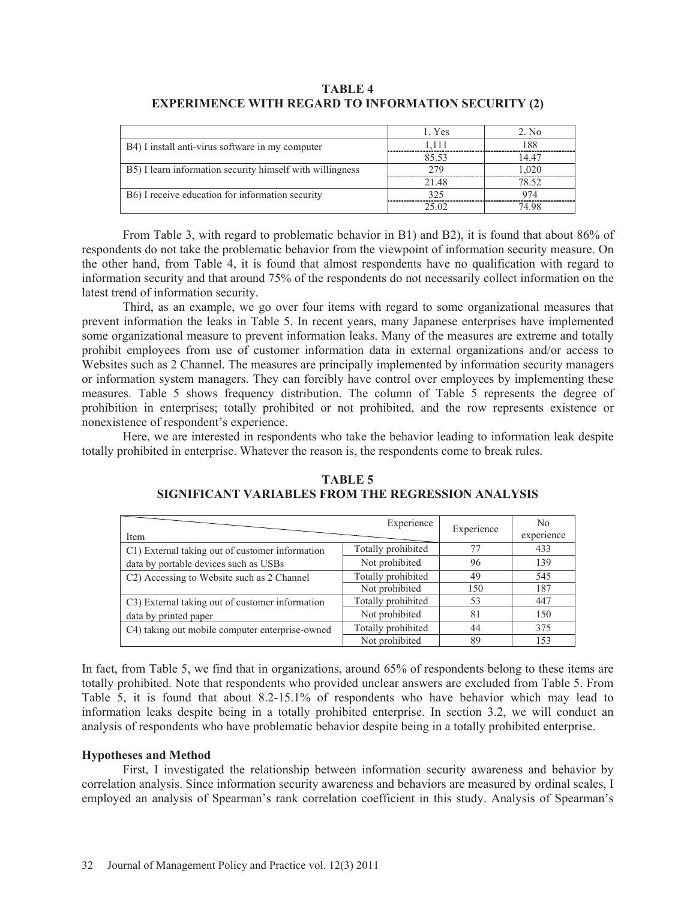**TABLE 4**
**EXPERIMENCE WITH REGARD TO INFORMATION SECURITY (2)**

| | 1. Yes | 2. No |
|---|---|---|
| B4) I install anti-virus software in my computer | 1,111 | 188 |
| | 85.53 | 14.47 |
| B5) I learn information security himself with willingness | 279 | 1,020 |
| | 21.48 | 78.52 |
| B6) I receive education for information security | 325 | 974 |
| | 25.02 | 74.98 |

From Table 3, with regard to problematic behavior in B1) and B2), it is found that about 86% of respondents do not take the problematic behavior from the viewpoint of information security measure. On the other hand, from Table 4, it is found that almost respondents have no qualification with regard to information security and that around 75% of the respondents do not necessarily collect information on the latest trend of information security.

Third, as an example, we go over four items with regard to some organizational measures that prevent information the leaks in Table 5. In recent years, many Japanese enterprises have implemented some organizational measure to prevent information leaks. Many of the measures are extreme and totally prohibit employees from use of customer information data in external organizations and/or access to Websites such as 2 Channel. The measures are principally implemented by information security managers or information system managers. They can forcibly have control over employees by implementing these measures. Table 5 shows frequency distribution. The column of Table 5 represents the degree of prohibition in enterprises; totally prohibited or not prohibited, and the row represents existence or nonexistence of respondent's experience.

Here, we are interested in respondents who take the behavior leading to information leak despite totally prohibited in enterprise. Whatever the reason is, the respondents come to break rules.

**TABLE 5**
**SIGNIFICANT VARIABLES FROM THE REGRESSION ANALYSIS**

| Item | Experience | Experience | No experience |
|---|---|---|---|
| C1) External taking out of customer information data by portable devices such as USBs | Totally prohibited | 77 | 433 |
| | Not prohibited | 96 | 139 |
| C2) Accessing to Website such as 2 Channel | Totally prohibited | 49 | 545 |
| | Not prohibited | 150 | 187 |
| C3) External taking out of customer information data by printed paper | Totally prohibited | 53 | 447 |
| | Not prohibited | 81 | 150 |
| C4) taking out mobile computer enterprise-owned | Totally prohibited | 44 | 375 |
| | Not prohibited | 89 | 153 |

In fact, from Table 5, we find that in organizations, around 65% of respondents belong to these items are totally prohibited. Note that respondents who provided unclear answers are excluded from Table 5. From Table 5, it is found that about 8.2-15.1% of respondents who have behavior which may lead to information leaks despite being in a totally prohibited enterprise. In section 3.2, we will conduct an analysis of respondents who have problematic behavior despite being in a totally prohibited enterprise.

**Hypotheses and Method**

First, I investigated the relationship between information security awareness and behavior by correlation analysis. Since information security awareness and behaviors are measured by ordinal scales, I employed an analysis of Spearman's rank correlation coefficient in this study. Analysis of Spearman's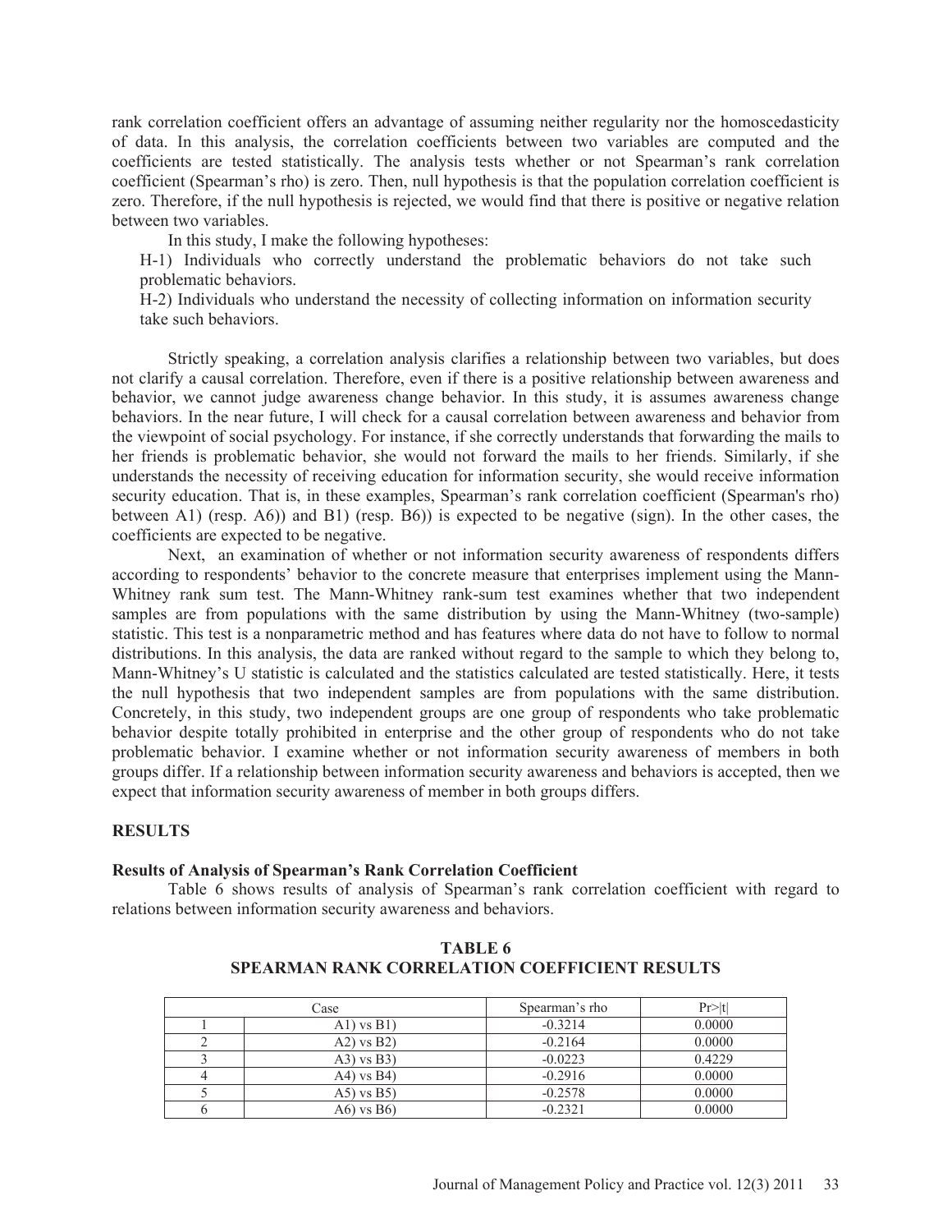rank correlation coefficient offers an advantage of assuming neither regularity nor the homoscedasticity of data. In this analysis, the correlation coefficients between two variables are computed and the coefficients are tested statistically. The analysis tests whether or not Spearman's rank correlation coefficient (Spearman's rho) is zero. Then, null hypothesis is that the population correlation coefficient is zero. Therefore, if the null hypothesis is rejected, we would find that there is positive or negative relation between two variables.

In this study, I make the following hypotheses:

H-1) Individuals who correctly understand the problematic behaviors do not take such problematic behaviors.

H-2) Individuals who understand the necessity of collecting information on information security take such behaviors.

Strictly speaking, a correlation analysis clarifies a relationship between two variables, but does not clarify a causal correlation. Therefore, even if there is a positive relationship between awareness and behavior, we cannot judge awareness change behavior. In this study, it is assumes awareness change behaviors. In the near future, I will check for a causal correlation between awareness and behavior from the viewpoint of social psychology. For instance, if she correctly understands that forwarding the mails to her friends is problematic behavior, she would not forward the mails to her friends. Similarly, if she understands the necessity of receiving education for information security, she would receive information security education. That is, in these examples, Spearman's rank correlation coefficient (Spearman's rho) between A1) (resp. A6)) and B1) (resp. B6)) is expected to be negative (sign). In the other cases, the coefficients are expected to be negative.

Next, an examination of whether or not information security awareness of respondents differs according to respondents' behavior to the concrete measure that enterprises implement using the Mann-Whitney rank sum test. The Mann-Whitney rank-sum test examines whether that two independent samples are from populations with the same distribution by using the Mann-Whitney (two-sample) statistic. This test is a nonparametric method and has features where data do not have to follow to normal distributions. In this analysis, the data are ranked without regard to the sample to which they belong to, Mann-Whitney's U statistic is calculated and the statistics calculated are tested statistically. Here, it tests the null hypothesis that two independent samples are from populations with the same distribution. Concretely, in this study, two independent groups are one group of respondents who take problematic behavior despite totally prohibited in enterprise and the other group of respondents who do not take problematic behavior. I examine whether or not information security awareness of members in both groups differ. If a relationship between information security awareness and behaviors is accepted, then we expect that information security awareness of member in both groups differs.

## RESULTS

### Results of Analysis of Spearman's Rank Correlation Coefficient

Table 6 shows results of analysis of Spearman's rank correlation coefficient with regard to relations between information security awareness and behaviors.

**TABLE 6**
**SPEARMAN RANK CORRELATION COEFFICIENT RESULTS**

| Case | | Spearman's rho | Pr>\|t\| |
|---|---|---|---|
| 1 | A1) vs B1) | -0.3214 | 0.0000 |
| 2 | A2) vs B2) | -0.2164 | 0.0000 |
| 3 | A3) vs B3) | -0.0223 | 0.4229 |
| 4 | A4) vs B4) | -0.2916 | 0.0000 |
| 5 | A5) vs B5) | -0.2578 | 0.0000 |
| 6 | A6) vs B6) | -0.2321 | 0.0000 |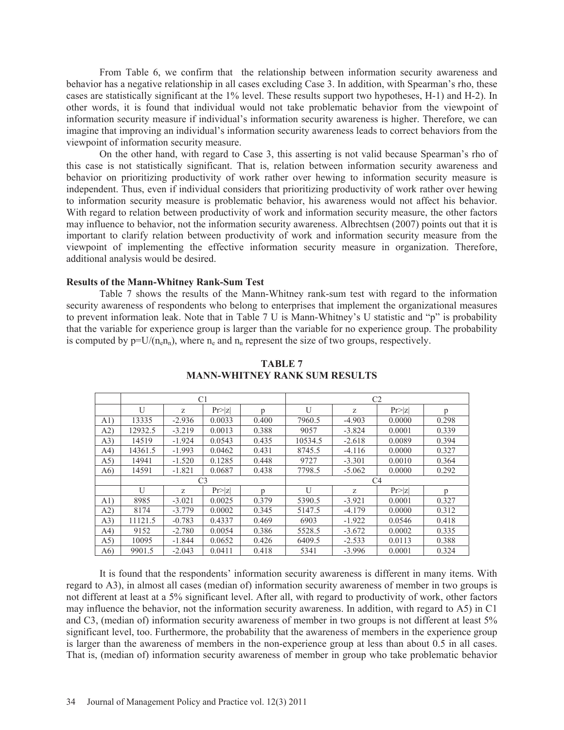From Table 6, we confirm that the relationship between information security awareness and behavior has a negative relationship in all cases excluding Case 3. In addition, with Spearman's rho, these cases are statistically significant at the 1% level. These results support two hypotheses, H-1) and H-2). In other words, it is found that individual would not take problematic behavior from the viewpoint of information security measure if individual's information security awareness is higher. Therefore, we can imagine that improving an individual's information security awareness leads to correct behaviors from the viewpoint of information security measure.

On the other hand, with regard to Case 3, this asserting is not valid because Spearman's rho of this case is not statistically significant. That is, relation between information security awareness and behavior on prioritizing productivity of work rather over hewing to information security measure is independent. Thus, even if individual considers that prioritizing productivity of work rather over hewing to information security measure is problematic behavior, his awareness would not affect his behavior. With regard to relation between productivity of work and information security measure, the other factors may influence to behavior, not the information security awareness. Albrechtsen (2007) points out that it is important to clarify relation between productivity of work and information security measure from the viewpoint of implementing the effective information security measure in organization. Therefore, additional analysis would be desired.

**Results of the Mann-Whitney Rank-Sum Test**

Table 7 shows the results of the Mann-Whitney rank-sum test with regard to the information security awareness of respondents who belong to enterprises that implement the organizational measures to prevent information leak. Note that in Table 7 U is Mann-Whitney's U statistic and "p" is probability that the variable for experience group is larger than the variable for no experience group. The probability is computed by $p=U/(n_e n_n)$, where $n_e$ and $n_n$ represent the size of two groups, respectively.

**TABLE 7**
**MANN-WHITNEY RANK SUM RESULTS**

| | C1 | | | | C2 | | | |
|---|---|---|---|---|---|---|---|---|
| | U | z | Pr>\|z\| | p | U | z | Pr>\|z\| | p |
| A1) | 13335 | -2.936 | 0.0033 | 0.400 | 7960.5 | -4.903 | 0.0000 | 0.298 |
| A2) | 12932.5 | -3.219 | 0.0013 | 0.388 | 9057 | -3.824 | 0.0001 | 0.339 |
| A3) | 14519 | -1.924 | 0.0543 | 0.435 | 10534.5 | -2.618 | 0.0089 | 0.394 |
| A4) | 14361.5 | -1.993 | 0.0462 | 0.431 | 8745.5 | -4.116 | 0.0000 | 0.327 |
| A5) | 14941 | -1.520 | 0.1285 | 0.448 | 9727 | -3.301 | 0.0010 | 0.364 |
| A6) | 14591 | -1.821 | 0.0687 | 0.438 | 7798.5 | -5.062 | 0.0000 | 0.292 |
| | C3 | | | | C4 | | | |
| | U | z | Pr>\|z\| | p | U | z | Pr>\|z\| | p |
| A1) | 8985 | -3.021 | 0.0025 | 0.379 | 5390.5 | -3.921 | 0.0001 | 0.327 |
| A2) | 8174 | -3.779 | 0.0002 | 0.345 | 5147.5 | -4.179 | 0.0000 | 0.312 |
| A3) | 11121.5 | -0.783 | 0.4337 | 0.469 | 6903 | -1.922 | 0.0546 | 0.418 |
| A4) | 9152 | -2.780 | 0.0054 | 0.386 | 5528.5 | -3.672 | 0.0002 | 0.335 |
| A5) | 10095 | -1.844 | 0.0652 | 0.426 | 6409.5 | -2.533 | 0.0113 | 0.388 |
| A6) | 9901.5 | -2.043 | 0.0411 | 0.418 | 5341 | -3.996 | 0.0001 | 0.324 |

It is found that the respondents' information security awareness is different in many items. With regard to A3), in almost all cases (median of) information security awareness of member in two groups is not different at least at a 5% significant level. After all, with regard to productivity of work, other factors may influence the behavior, not the information security awareness. In addition, with regard to A5) in C1 and C3, (median of) information security awareness of member in two groups is not different at least 5% significant level, too. Furthermore, the probability that the awareness of members in the experience group is larger than the awareness of members in the non-experience group at less than about 0.5 in all cases. That is, (median of) information security awareness of member in group who take problematic behavior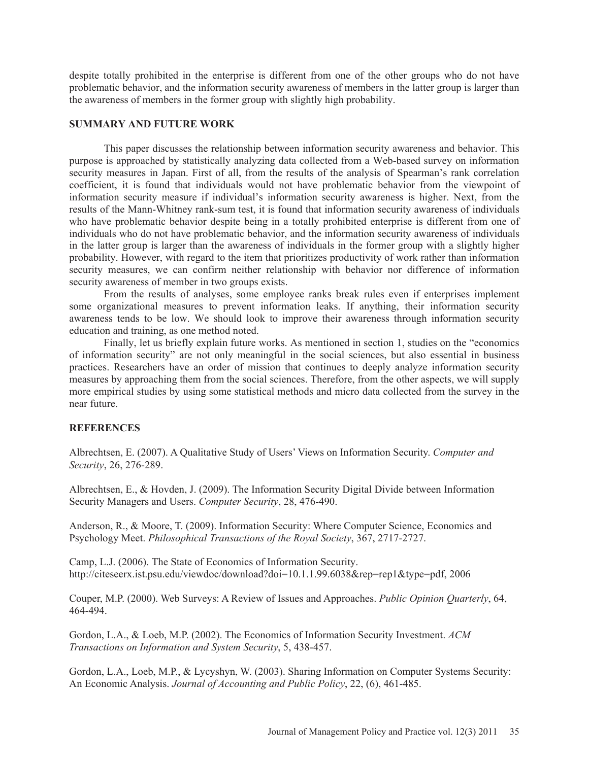despite totally prohibited in the enterprise is different from one of the other groups who do not have problematic behavior, and the information security awareness of members in the latter group is larger than the awareness of members in the former group with slightly high probability.

## SUMMARY AND FUTURE WORK

This paper discusses the relationship between information security awareness and behavior. This purpose is approached by statistically analyzing data collected from a Web-based survey on information security measures in Japan. First of all, from the results of the analysis of Spearman's rank correlation coefficient, it is found that individuals would not have problematic behavior from the viewpoint of information security measure if individual's information security awareness is higher. Next, from the results of the Mann-Whitney rank-sum test, it is found that information security awareness of individuals who have problematic behavior despite being in a totally prohibited enterprise is different from one of individuals who do not have problematic behavior, and the information security awareness of individuals in the latter group is larger than the awareness of individuals in the former group with a slightly higher probability. However, with regard to the item that prioritizes productivity of work rather than information security measures, we can confirm neither relationship with behavior nor difference of information security awareness of member in two groups exists.

From the results of analyses, some employee ranks break rules even if enterprises implement some organizational measures to prevent information leaks. If anything, their information security awareness tends to be low. We should look to improve their awareness through information security education and training, as one method noted.

Finally, let us briefly explain future works. As mentioned in section 1, studies on the "economics of information security" are not only meaningful in the social sciences, but also essential in business practices. Researchers have an order of mission that continues to deeply analyze information security measures by approaching them from the social sciences. Therefore, from the other aspects, we will supply more empirical studies by using some statistical methods and micro data collected from the survey in the near future.

## REFERENCES

Albrechtsen, E. (2007). A Qualitative Study of Users' Views on Information Security. *Computer and Security*, 26, 276-289.

Albrechtsen, E., & Hovden, J. (2009). The Information Security Digital Divide between Information Security Managers and Users. *Computer Security*, 28, 476-490.

Anderson, R., & Moore, T. (2009). Information Security: Where Computer Science, Economics and Psychology Meet. *Philosophical Transactions of the Royal Society*, 367, 2717-2727.

Camp, L.J. (2006). The State of Economics of Information Security. http://citeseerx.ist.psu.edu/viewdoc/download?doi=10.1.1.99.6038&rep=rep1&type=pdf, 2006

Couper, M.P. (2000). Web Surveys: A Review of Issues and Approaches. *Public Opinion Quarterly*, 64, 464-494.

Gordon, L.A., & Loeb, M.P. (2002). The Economics of Information Security Investment. *ACM Transactions on Information and System Security*, 5, 438-457.

Gordon, L.A., Loeb, M.P., & Lycyshyn, W. (2003). Sharing Information on Computer Systems Security: An Economic Analysis. *Journal of Accounting and Public Policy*, 22, (6), 461-485.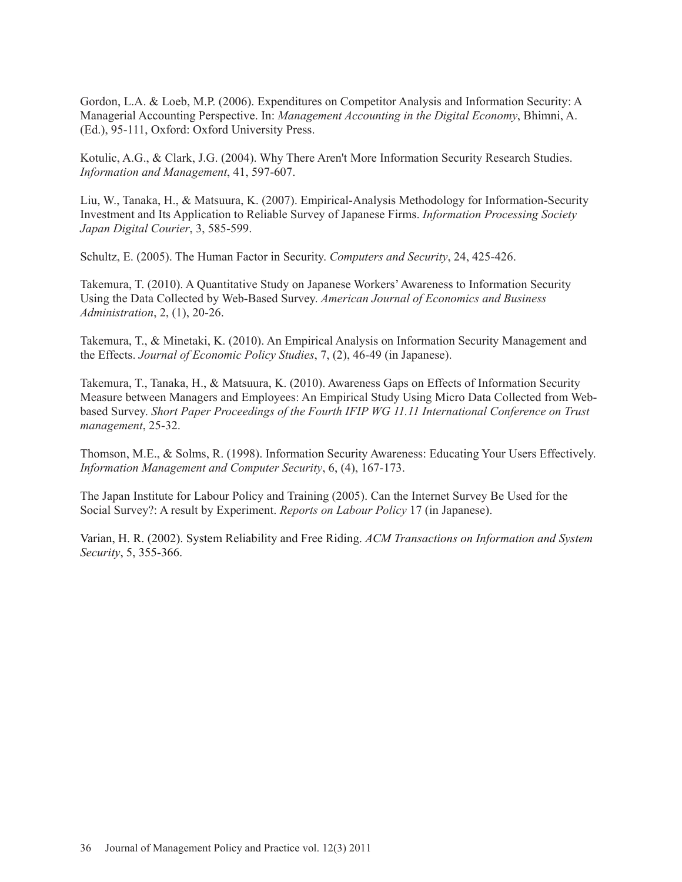Gordon, L.A. & Loeb, M.P. (2006). Expenditures on Competitor Analysis and Information Security: A Managerial Accounting Perspective. In: *Management Accounting in the Digital Economy*, Bhimni, A. (Ed.), 95-111, Oxford: Oxford University Press.

Kotulic, A.G., & Clark, J.G. (2004). Why There Aren't More Information Security Research Studies. *Information and Management*, 41, 597-607.

Liu, W., Tanaka, H., & Matsuura, K. (2007). Empirical-Analysis Methodology for Information-Security Investment and Its Application to Reliable Survey of Japanese Firms. *Information Processing Society Japan Digital Courier*, 3, 585-599.

Schultz, E. (2005). The Human Factor in Security. *Computers and Security*, 24, 425-426.

Takemura, T. (2010). A Quantitative Study on Japanese Workers' Awareness to Information Security Using the Data Collected by Web-Based Survey. *American Journal of Economics and Business Administration*, 2, (1), 20-26.

Takemura, T., & Minetaki, K. (2010). An Empirical Analysis on Information Security Management and the Effects. *Journal of Economic Policy Studies*, 7, (2), 46-49 (in Japanese).

Takemura, T., Tanaka, H., & Matsuura, K. (2010). Awareness Gaps on Effects of Information Security Measure between Managers and Employees: An Empirical Study Using Micro Data Collected from Web-based Survey. *Short Paper Proceedings of the Fourth IFIP WG 11.11 International Conference on Trust management*, 25-32.

Thomson, M.E., & Solms, R. (1998). Information Security Awareness: Educating Your Users Effectively. *Information Management and Computer Security*, 6, (4), 167-173.

The Japan Institute for Labour Policy and Training (2005). Can the Internet Survey Be Used for the Social Survey?: A result by Experiment. *Reports on Labour Policy* 17 (in Japanese).

Varian, H. R. (2002). System Reliability and Free Riding. *ACM Transactions on Information and System Security*, 5, 355-366.